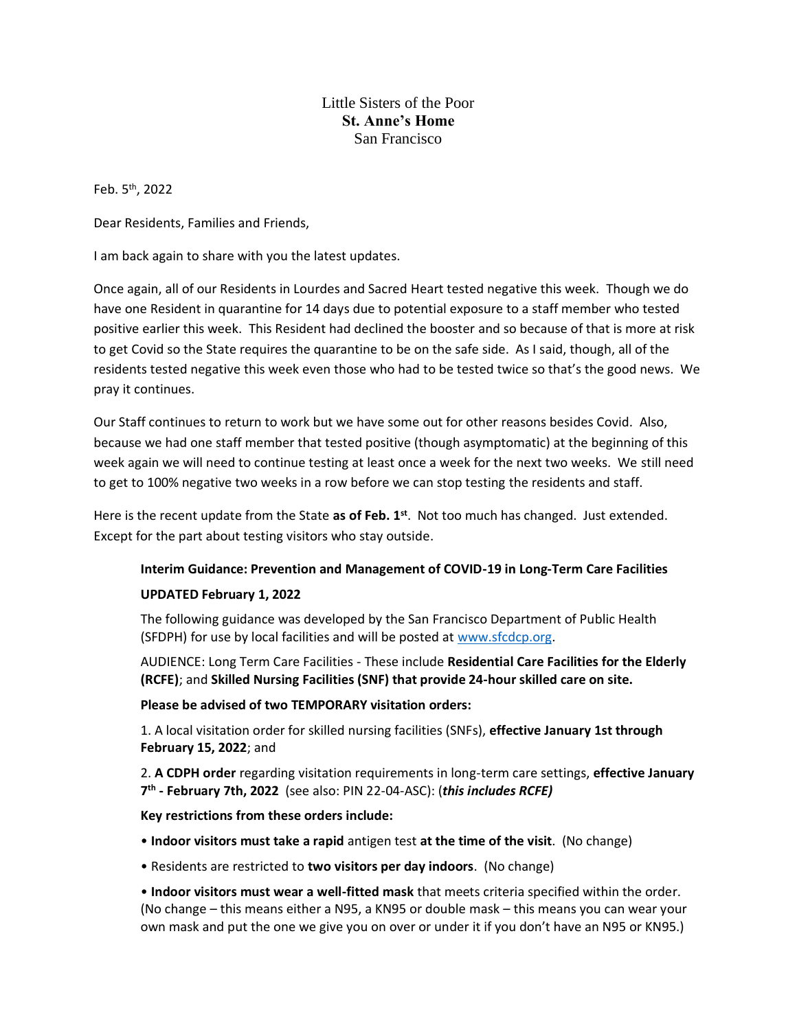Little Sisters of the Poor
**St. Anne's Home**
San Francisco

Feb. 5th, 2022

Dear Residents, Families and Friends,

I am back again to share with you the latest updates.

Once again, all of our Residents in Lourdes and Sacred Heart tested negative this week. Though we do have one Resident in quarantine for 14 days due to potential exposure to a staff member who tested positive earlier this week. This Resident had declined the booster and so because of that is more at risk to get Covid so the State requires the quarantine to be on the safe side. As I said, though, all of the residents tested negative this week even those who had to be tested twice so that's the good news. We pray it continues.

Our Staff continues to return to work but we have some out for other reasons besides Covid. Also, because we had one staff member that tested positive (though asymptomatic) at the beginning of this week again we will need to continue testing at least once a week for the next two weeks. We still need to get to 100% negative two weeks in a row before we can stop testing the residents and staff.

Here is the recent update from the State **as of Feb. 1st**. Not too much has changed. Just extended. Except for the part about testing visitors who stay outside.

> **Interim Guidance: Prevention and Management of COVID-19 in Long-Term Care Facilities**
>
> **UPDATED February 1, 2022**
>
> The following guidance was developed by the San Francisco Department of Public Health (SFDPH) for use by local facilities and will be posted at [www.sfcdcp.org](www.sfcdcp.org).
>
> AUDIENCE: Long Term Care Facilities - These include **Residential Care Facilities for the Elderly (RCFE)**; and **Skilled Nursing Facilities (SNF) that provide 24-hour skilled care on site.**
>
> **Please be advised of two TEMPORARY visitation orders:**
>
> 1. A local visitation order for skilled nursing facilities (SNFs), **effective January 1st through February 15, 2022**; and
>
> 2. **A CDPH order** regarding visitation requirements in long-term care settings, **effective January 7th - February 7th, 2022** (see also: PIN 22-04-ASC): (***this includes RCFE)***
>
> **Key restrictions from these orders include:**
>
> • **Indoor visitors must take a rapid** antigen test **at the time of the visit**. (No change)
>
> • Residents are restricted to **two visitors per day indoors**. (No change)
>
> • **Indoor visitors must wear a well-fitted mask** that meets criteria specified within the order. (No change – this means either a N95, a KN95 or double mask – this means you can wear your own mask and put the one we give you on over or under it if you don't have an N95 or KN95.)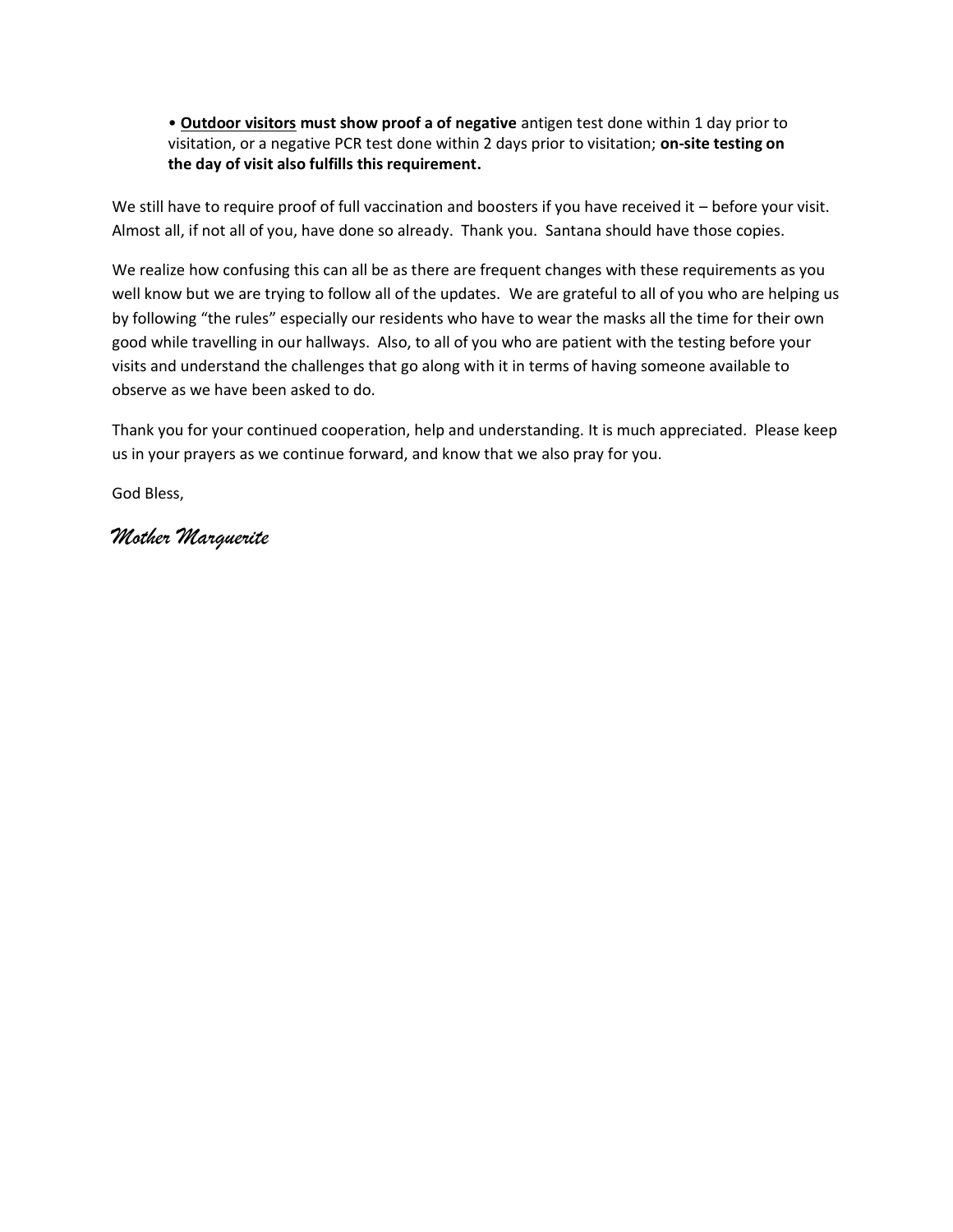- **Outdoor visitors must show proof a of negative** antigen test done within 1 day prior to visitation, or a negative PCR test done within 2 days prior to visitation; **on-site testing on the day of visit also fulfills this requirement.**

We still have to require proof of full vaccination and boosters if you have received it – before your visit. Almost all, if not all of you, have done so already. Thank you. Santana should have those copies.

We realize how confusing this can all be as there are frequent changes with these requirements as you well know but we are trying to follow all of the updates. We are grateful to all of you who are helping us by following "the rules" especially our residents who have to wear the masks all the time for their own good while travelling in our hallways. Also, to all of you who are patient with the testing before your visits and understand the challenges that go along with it in terms of having someone available to observe as we have been asked to do.

Thank you for your continued cooperation, help and understanding. It is much appreciated. Please keep us in your prayers as we continue forward, and know that we also pray for you.

God Bless,

*Mother Marguerite*